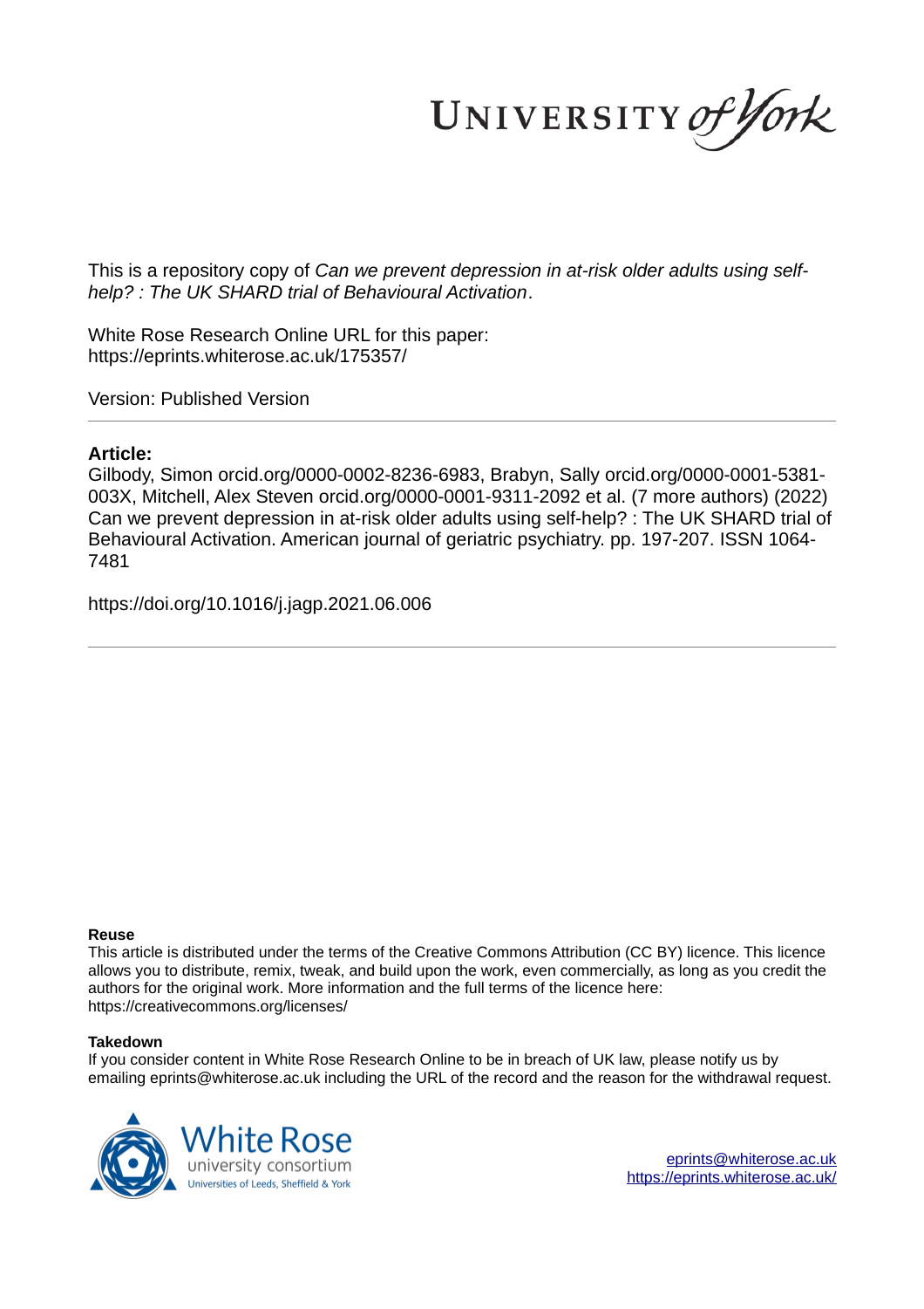This is a repository copy of *Can we prevent depression in at-risk older adults using self-help? : The UK SHARD trial of Behavioural Activation*.

White Rose Research Online URL for this paper:
https://eprints.whiterose.ac.uk/175357/

Version: Published Version

## Article:

Gilbody, Simon orcid.org/0000-0002-8236-6983, Brabyn, Sally orcid.org/0000-0001-5381-003X, Mitchell, Alex Steven orcid.org/0000-0001-9311-2092 et al. (7 more authors) (2022) Can we prevent depression in at-risk older adults using self-help? : The UK SHARD trial of Behavioural Activation. American journal of geriatric psychiatry. pp. 197-207. ISSN 1064-7481

https://doi.org/10.1016/j.jagp.2021.06.006

### Reuse

This article is distributed under the terms of the Creative Commons Attribution (CC BY) licence. This licence allows you to distribute, remix, tweak, and build upon the work, even commercially, as long as you credit the authors for the original work. More information and the full terms of the licence here: https://creativecommons.org/licenses/

### Takedown

If you consider content in White Rose Research Online to be in breach of UK law, please notify us by emailing eprints@whiterose.ac.uk including the URL of the record and the reason for the withdrawal request.

eprints@whiterose.ac.uk
https://eprints.whiterose.ac.uk/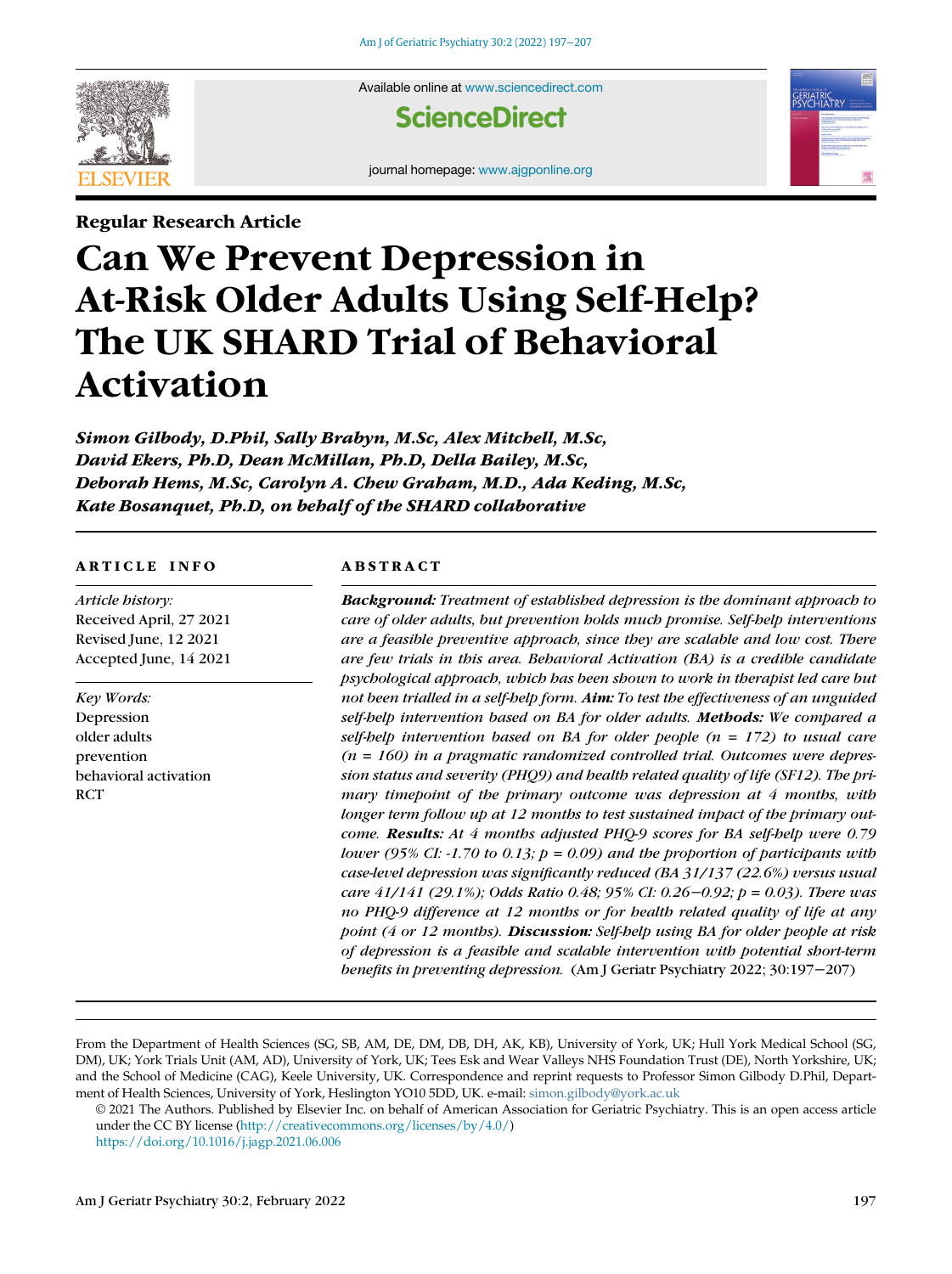Regular Research Article

# Can We Prevent Depression in At-Risk Older Adults Using Self-Help? The UK SHARD Trial of Behavioral Activation

*Simon Gilbody, D.Phil, Sally Brabyn, M.Sc, Alex Mitchell, M.Sc, David Ekers, Ph.D, Dean McMillan, Ph.D, Della Bailey, M.Sc, Deborah Hems, M.Sc, Carolyn A. Chew Graham, M.D., Ada Keding, M.Sc, Kate Bosanquet, Ph.D, on behalf of the SHARD collaborative*

## ARTICLE INFO

*Article history:*
Received April, 27 2021
Revised June, 12 2021
Accepted June, 14 2021

*Key Words:*
Depression
older adults
prevention
behavioral activation
RCT

## ABSTRACT

***Background:*** *Treatment of established depression is the dominant approach to care of older adults, but prevention holds much promise. Self-help interventions are a feasible preventive approach, since they are scalable and low cost. There are few trials in this area. Behavioral Activation (BA) is a credible candidate psychological approach, which has been shown to work in therapist led care but not been trialled in a self-help form.* ***Aim:*** *To test the effectiveness of an unguided self-help intervention based on BA for older adults.* ***Methods:*** *We compared a self-help intervention based on BA for older people (n = 172) to usual care (n = 160) in a pragmatic randomized controlled trial. Outcomes were depression status and severity (PHQ9) and health related quality of life (SF12). The primary timepoint of the primary outcome was depression at 4 months, with longer term follow up at 12 months to test sustained impact of the primary outcome.* ***Results:*** *At 4 months adjusted PHQ-9 scores for BA self-help were 0.79 lower (95% CI: -1.70 to 0.13; p = 0.09) and the proportion of participants with case-level depression was significantly reduced (BA 31/137 (22.6%) versus usual care 41/141 (29.1%); Odds Ratio 0.48; 95% CI: 0.26−0.92; p = 0.03). There was no PHQ-9 difference at 12 months or for health related quality of life at any point (4 or 12 months).* ***Discussion:*** *Self-help using BA for older people at risk of depression is a feasible and scalable intervention with potential short-term benefits in preventing depression.* (Am J Geriatr Psychiatry 2022; 30:197−207)

From the Department of Health Sciences (SG, SB, AM, DE, DM, DB, DH, AK, KB), University of York, UK; Hull York Medical School (SG, DM), UK; York Trials Unit (AM, AD), University of York, UK; Tees Esk and Wear Valleys NHS Foundation Trust (DE), North Yorkshire, UK; and the School of Medicine (CAG), Keele University, UK. Correspondence and reprint requests to Professor Simon Gilbody D.Phil, Department of Health Sciences, University of York, Heslington YO10 5DD, UK. e-mail: simon.gilbody@york.ac.uk

© 2021 The Authors. Published by Elsevier Inc. on behalf of American Association for Geriatric Psychiatry. This is an open access article under the CC BY license (http://creativecommons.org/licenses/by/4.0/)
https://doi.org/10.1016/j.jagp.2021.06.006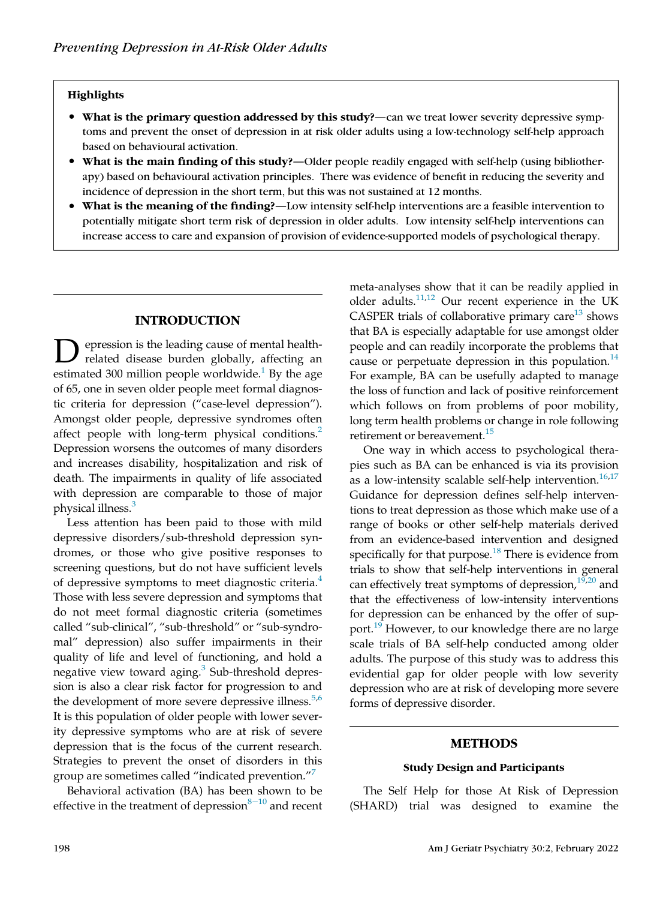**Highlights**

- **What is the primary question addressed by this study?**—can we treat lower severity depressive symptoms and prevent the onset of depression in at risk older adults using a low-technology self-help approach based on behavioural activation.
- **What is the main finding of this study?**—Older people readily engaged with self-help (using bibliotherapy) based on behavioural activation principles. There was evidence of benefit in reducing the severity and incidence of depression in the short term, but this was not sustained at 12 months.
- **What is the meaning of the finding?**—Low intensity self-help interventions are a feasible intervention to potentially mitigate short term risk of depression in older adults. Low intensity self-help interventions can increase access to care and expansion of provision of evidence-supported models of psychological therapy.

## INTRODUCTION

Depression is the leading cause of mental health-related disease burden globally, affecting an estimated 300 million people worldwide.[1] By the age of 65, one in seven older people meet formal diagnostic criteria for depression ("case-level depression"). Amongst older people, depressive syndromes often affect people with long-term physical conditions.[2] Depression worsens the outcomes of many disorders and increases disability, hospitalization and risk of death. The impairments in quality of life associated with depression are comparable to those of major physical illness.[3]

Less attention has been paid to those with mild depressive disorders/sub-threshold depression syndromes, or those who give positive responses to screening questions, but do not have sufficient levels of depressive symptoms to meet diagnostic criteria.[4] Those with less severe depression and symptoms that do not meet formal diagnostic criteria (sometimes called "sub-clinical", "sub-threshold" or "sub-syndromal" depression) also suffer impairments in their quality of life and level of functioning, and hold a negative view toward aging.[3] Sub-threshold depression is also a clear risk factor for progression to and the development of more severe depressive illness.[5,6] It is this population of older people with lower severity depressive symptoms who are at risk of severe depression that is the focus of the current research. Strategies to prevent the onset of disorders in this group are sometimes called "indicated prevention."[7]

Behavioral activation (BA) has been shown to be effective in the treatment of depression[8–10] and recent meta-analyses show that it can be readily applied in older adults.[11,12] Our recent experience in the UK CASPER trials of collaborative primary care[13] shows that BA is especially adaptable for use amongst older people and can readily incorporate the problems that cause or perpetuate depression in this population.[14] For example, BA can be usefully adapted to manage the loss of function and lack of positive reinforcement which follows on from problems of poor mobility, long term health problems or change in role following retirement or bereavement.[15]

One way in which access to psychological therapies such as BA can be enhanced is via its provision as a low-intensity scalable self-help intervention.[16,17] Guidance for depression defines self-help interventions to treat depression as those which make use of a range of books or other self-help materials derived from an evidence-based intervention and designed specifically for that purpose.[18] There is evidence from trials to show that self-help interventions in general can effectively treat symptoms of depression,[19,20] and that the effectiveness of low-intensity interventions for depression can be enhanced by the offer of support.[19] However, to our knowledge there are no large scale trials of BA self-help conducted among older adults. The purpose of this study was to address this evidential gap for older people with low severity depression who are at risk of developing more severe forms of depressive disorder.

## METHODS

### Study Design and Participants

The Self Help for those At Risk of Depression (SHARD) trial was designed to examine the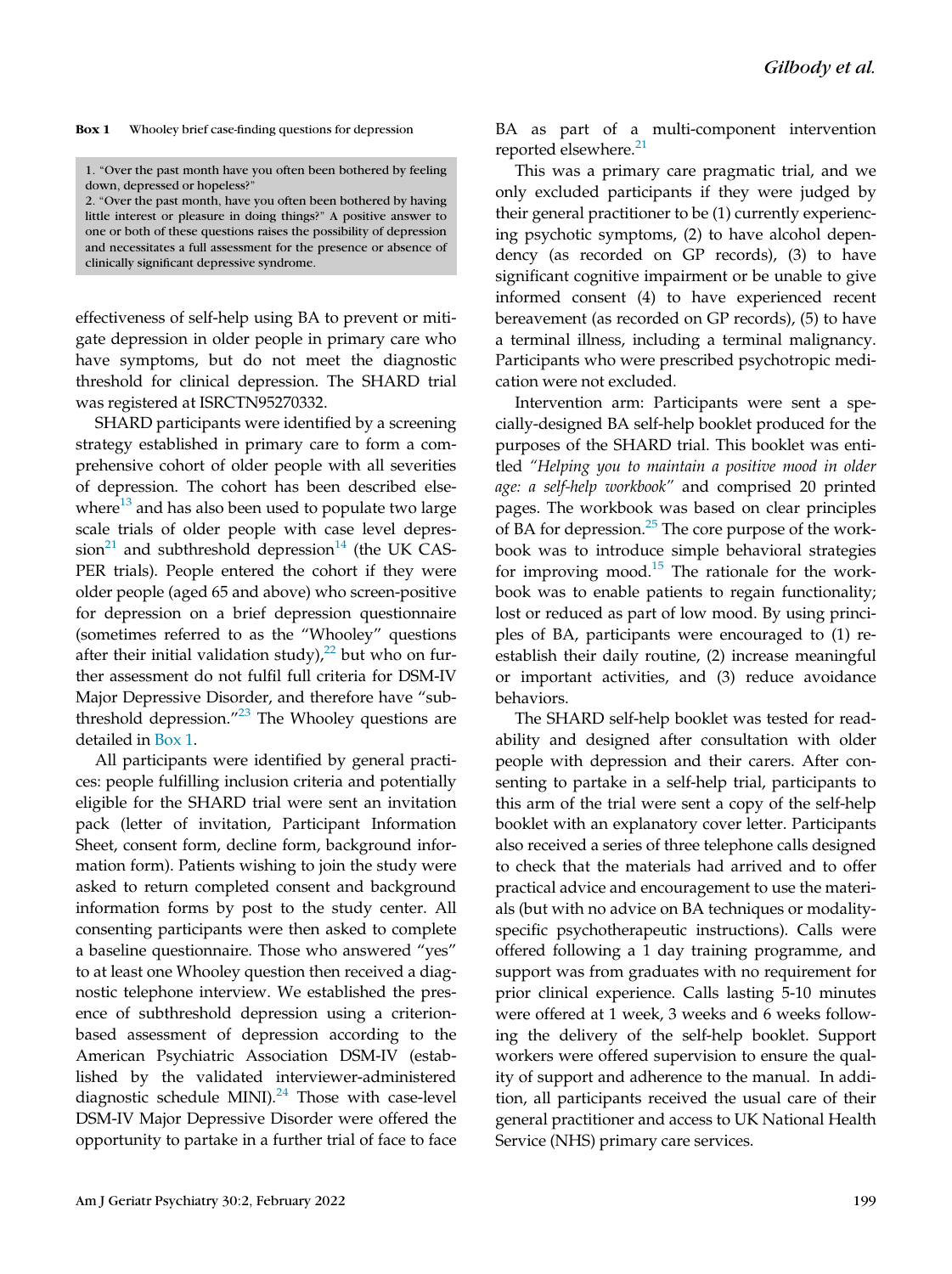**Box 1** Whooley brief case-finding questions for depression

1. "Over the past month have you often been bothered by feeling down, depressed or hopeless?"
2. "Over the past month, have you often been bothered by having little interest or pleasure in doing things?" A positive answer to one or both of these questions raises the possibility of depression and necessitates a full assessment for the presence or absence of clinically significant depressive syndrome.

effectiveness of self-help using BA to prevent or mitigate depression in older people in primary care who have symptoms, but do not meet the diagnostic threshold for clinical depression. The SHARD trial was registered at ISRCTN95270332.

SHARD participants were identified by a screening strategy established in primary care to form a comprehensive cohort of older people with all severities of depression. The cohort has been described elsewhere[13] and has also been used to populate two large scale trials of older people with case level depression[21] and subthreshold depression[14] (the UK CASPER trials). People entered the cohort if they were older people (aged 65 and above) who screen-positive for depression on a brief depression questionnaire (sometimes referred to as the "Whooley" questions after their initial validation study),[22] but who on further assessment do not fulfil full criteria for DSM-IV Major Depressive Disorder, and therefore have "subthreshold depression."[23] The Whooley questions are detailed in Box 1.

All participants were identified by general practices: people fulfilling inclusion criteria and potentially eligible for the SHARD trial were sent an invitation pack (letter of invitation, Participant Information Sheet, consent form, decline form, background information form). Patients wishing to join the study were asked to return completed consent and background information forms by post to the study center. All consenting participants were then asked to complete a baseline questionnaire. Those who answered "yes" to at least one Whooley question then received a diagnostic telephone interview. We established the presence of subthreshold depression using a criterion-based assessment of depression according to the American Psychiatric Association DSM-IV (established by the validated interviewer-administered diagnostic schedule MINI).[24] Those with case-level DSM-IV Major Depressive Disorder were offered the opportunity to partake in a further trial of face to face BA as part of a multi-component intervention reported elsewhere.[21]

This was a primary care pragmatic trial, and we only excluded participants if they were judged by their general practitioner to be (1) currently experiencing psychotic symptoms, (2) to have alcohol dependency (as recorded on GP records), (3) to have significant cognitive impairment or be unable to give informed consent (4) to have experienced recent bereavement (as recorded on GP records), (5) to have a terminal illness, including a terminal malignancy. Participants who were prescribed psychotropic medication were not excluded.

Intervention arm: Participants were sent a specially-designed BA self-help booklet produced for the purposes of the SHARD trial. This booklet was entitled *"Helping you to maintain a positive mood in older age: a self-help workbook"* and comprised 20 printed pages. The workbook was based on clear principles of BA for depression.[25] The core purpose of the workbook was to introduce simple behavioral strategies for improving mood.[15] The rationale for the workbook was to enable patients to regain functionality; lost or reduced as part of low mood. By using principles of BA, participants were encouraged to (1) re-establish their daily routine, (2) increase meaningful or important activities, and (3) reduce avoidance behaviors.

The SHARD self-help booklet was tested for readability and designed after consultation with older people with depression and their carers. After consenting to partake in a self-help trial, participants to this arm of the trial were sent a copy of the self-help booklet with an explanatory cover letter. Participants also received a series of three telephone calls designed to check that the materials had arrived and to offer practical advice and encouragement to use the materials (but with no advice on BA techniques or modality-specific psychotherapeutic instructions). Calls were offered following a 1 day training programme, and support was from graduates with no requirement for prior clinical experience. Calls lasting 5-10 minutes were offered at 1 week, 3 weeks and 6 weeks following the delivery of the self-help booklet. Support workers were offered supervision to ensure the quality of support and adherence to the manual. In addition, all participants received the usual care of their general practitioner and access to UK National Health Service (NHS) primary care services.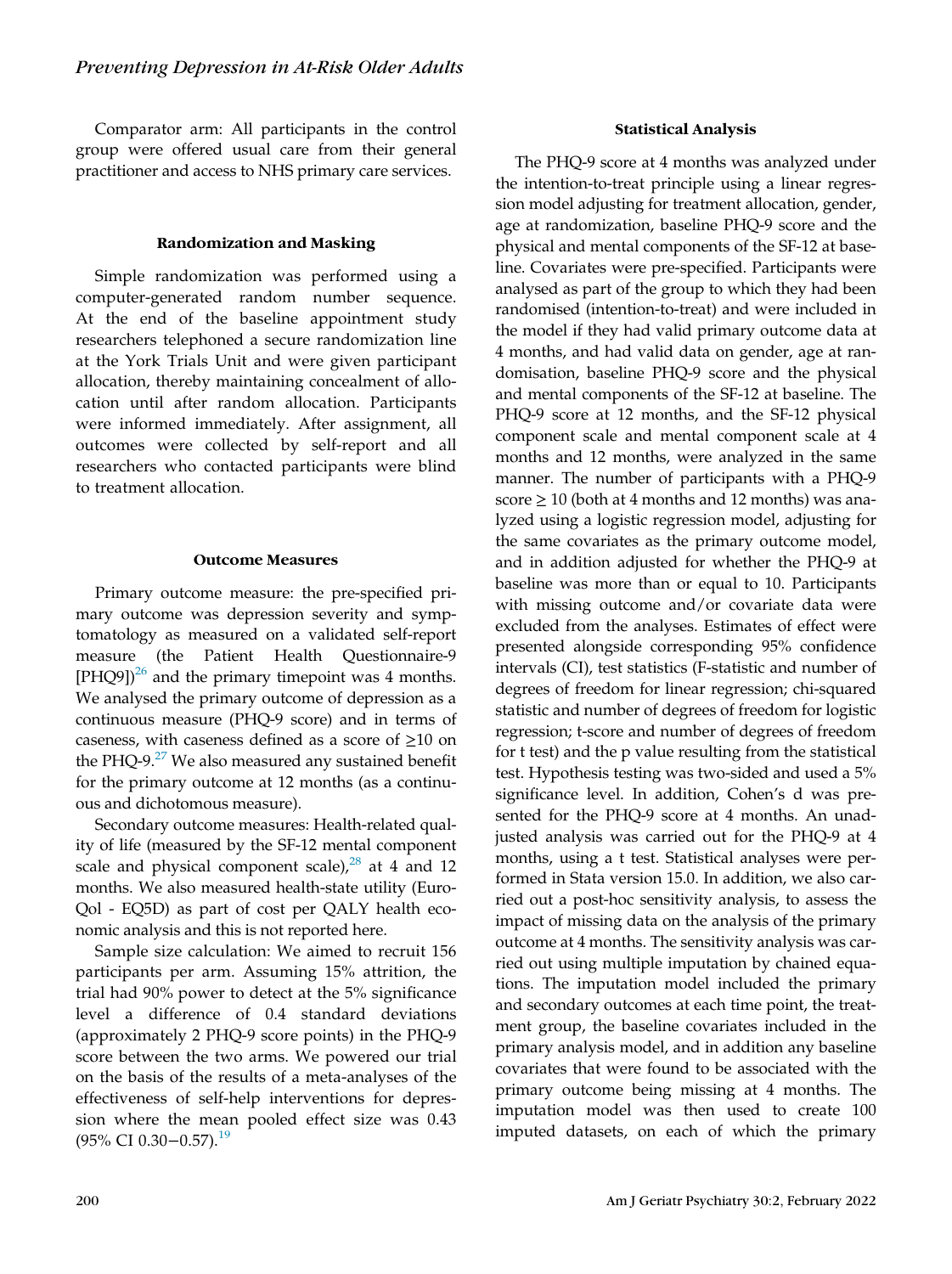Comparator arm: All participants in the control group were offered usual care from their general practitioner and access to NHS primary care services.

### Randomization and Masking

Simple randomization was performed using a computer-generated random number sequence. At the end of the baseline appointment study researchers telephoned a secure randomization line at the York Trials Unit and were given participant allocation, thereby maintaining concealment of allocation until after random allocation. Participants were informed immediately. After assignment, all outcomes were collected by self-report and all researchers who contacted participants were blind to treatment allocation.

### Outcome Measures

Primary outcome measure: the pre-specified primary outcome was depression severity and symptomatology as measured on a validated self-report measure (the Patient Health Questionnaire-9 [PHQ9])[26] and the primary timepoint was 4 months. We analysed the primary outcome of depression as a continuous measure (PHQ-9 score) and in terms of caseness, with caseness defined as a score of ≥10 on the PHQ-9.[27] We also measured any sustained benefit for the primary outcome at 12 months (as a continuous and dichotomous measure).

Secondary outcome measures: Health-related quality of life (measured by the SF-12 mental component scale and physical component scale),[28] at 4 and 12 months. We also measured health-state utility (Euro-Qol - EQ5D) as part of cost per QALY health economic analysis and this is not reported here.

Sample size calculation: We aimed to recruit 156 participants per arm. Assuming 15% attrition, the trial had 90% power to detect at the 5% significance level a difference of 0.4 standard deviations (approximately 2 PHQ-9 score points) in the PHQ-9 score between the two arms. We powered our trial on the basis of the results of a meta-analyses of the effectiveness of self-help interventions for depression where the mean pooled effect size was 0.43 (95% CI 0.30−0.57).[19]

### Statistical Analysis

The PHQ-9 score at 4 months was analyzed under the intention-to-treat principle using a linear regression model adjusting for treatment allocation, gender, age at randomization, baseline PHQ-9 score and the physical and mental components of the SF-12 at baseline. Covariates were pre-specified. Participants were analysed as part of the group to which they had been randomised (intention-to-treat) and were included in the model if they had valid primary outcome data at 4 months, and had valid data on gender, age at randomisation, baseline PHQ-9 score and the physical and mental components of the SF-12 at baseline. The PHQ-9 score at 12 months, and the SF-12 physical component scale and mental component scale at 4 months and 12 months, were analyzed in the same manner. The number of participants with a PHQ-9 score ≥ 10 (both at 4 months and 12 months) was analyzed using a logistic regression model, adjusting for the same covariates as the primary outcome model, and in addition adjusted for whether the PHQ-9 at baseline was more than or equal to 10. Participants with missing outcome and/or covariate data were excluded from the analyses. Estimates of effect were presented alongside corresponding 95% confidence intervals (CI), test statistics (F-statistic and number of degrees of freedom for linear regression; chi-squared statistic and number of degrees of freedom for logistic regression; t-score and number of degrees of freedom for t test) and the p value resulting from the statistical test. Hypothesis testing was two-sided and used a 5% significance level. In addition, Cohen's d was presented for the PHQ-9 score at 4 months. An unadjusted analysis was carried out for the PHQ-9 at 4 months, using a t test. Statistical analyses were performed in Stata version 15.0. In addition, we also carried out a post-hoc sensitivity analysis, to assess the impact of missing data on the analysis of the primary outcome at 4 months. The sensitivity analysis was carried out using multiple imputation by chained equations. The imputation model included the primary and secondary outcomes at each time point, the treatment group, the baseline covariates included in the primary analysis model, and in addition any baseline covariates that were found to be associated with the primary outcome being missing at 4 months. The imputation model was then used to create 100 imputed datasets, on each of which the primary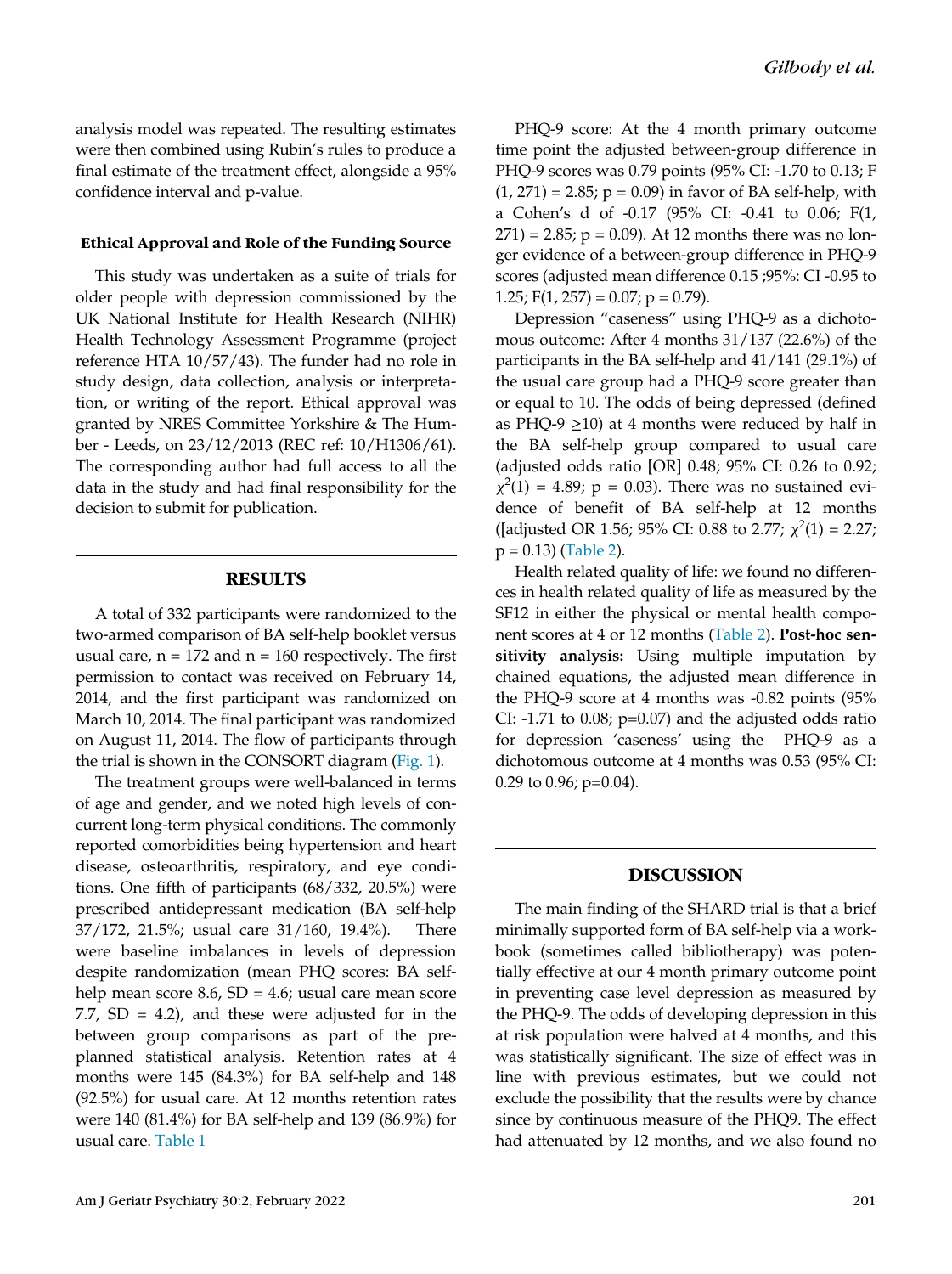analysis model was repeated. The resulting estimates were then combined using Rubin's rules to produce a final estimate of the treatment effect, alongside a 95% confidence interval and p-value.

#### Ethical Approval and Role of the Funding Source

This study was undertaken as a suite of trials for older people with depression commissioned by the UK National Institute for Health Research (NIHR) Health Technology Assessment Programme (project reference HTA 10/57/43). The funder had no role in study design, data collection, analysis or interpretation, or writing of the report. Ethical approval was granted by NRES Committee Yorkshire & The Humber - Leeds, on 23/12/2013 (REC ref: 10/H1306/61). The corresponding author had full access to all the data in the study and had final responsibility for the decision to submit for publication.

## RESULTS

A total of 332 participants were randomized to the two-armed comparison of BA self-help booklet versus usual care, n = 172 and n = 160 respectively. The first permission to contact was received on February 14, 2014, and the first participant was randomized on March 10, 2014. The final participant was randomized on August 11, 2014. The flow of participants through the trial is shown in the CONSORT diagram (Fig. 1).

The treatment groups were well-balanced in terms of age and gender, and we noted high levels of concurrent long-term physical conditions. The commonly reported comorbidities being hypertension and heart disease, osteoarthritis, respiratory, and eye conditions. One fifth of participants (68/332, 20.5%) were prescribed antidepressant medication (BA self-help 37/172, 21.5%; usual care 31/160, 19.4%). There were baseline imbalances in levels of depression despite randomization (mean PHQ scores: BA self-help mean score 8.6, SD = 4.6; usual care mean score 7.7, SD = 4.2), and these were adjusted for in the between group comparisons as part of the pre-planned statistical analysis. Retention rates at 4 months were 145 (84.3%) for BA self-help and 148 (92.5%) for usual care. At 12 months retention rates were 140 (81.4%) for BA self-help and 139 (86.9%) for usual care. Table 1

PHQ-9 score: At the 4 month primary outcome time point the adjusted between-group difference in PHQ-9 scores was 0.79 points (95% CI: -1.70 to 0.13; $F(1, 271) = 2.85$; $p = 0.09$) in favor of BA self-help, with a Cohen's d of -0.17 (95% CI: -0.41 to 0.06; $F(1, 271) = 2.85$; $p = 0.09$). At 12 months there was no longer evidence of a between-group difference in PHQ-9 scores (adjusted mean difference 0.15 ;95%: CI -0.95 to 1.25; $F(1, 257) = 0.07$; $p = 0.79$).

Depression "caseness" using PHQ-9 as a dichotomous outcome: After 4 months 31/137 (22.6%) of the participants in the BA self-help and 41/141 (29.1%) of the usual care group had a PHQ-9 score greater than or equal to 10. The odds of being depressed (defined as PHQ-9 $\geq$10) at 4 months were reduced by half in the BA self-help group compared to usual care (adjusted odds ratio [OR] 0.48; 95% CI: 0.26 to 0.92; $\chi^2(1) = 4.89$; $p = 0.03$). There was no sustained evidence of benefit of BA self-help at 12 months ([adjusted OR 1.56; 95% CI: 0.88 to 2.77; $\chi^2(1) = 2.27$; $p = 0.13$) (Table 2).

Health related quality of life: we found no differences in health related quality of life as measured by the SF12 in either the physical or mental health component scores at 4 or 12 months (Table 2). **Post-hoc sensitivity analysis:** Using multiple imputation by chained equations, the adjusted mean difference in the PHQ-9 score at 4 months was -0.82 points (95% CI: -1.71 to 0.08; p=0.07) and the adjusted odds ratio for depression 'caseness' using the PHQ-9 as a dichotomous outcome at 4 months was 0.53 (95% CI: 0.29 to 0.96; p=0.04).

## DISCUSSION

The main finding of the SHARD trial is that a brief minimally supported form of BA self-help via a workbook (sometimes called bibliotherapy) was potentially effective at our 4 month primary outcome point in preventing case level depression as measured by the PHQ-9. The odds of developing depression in this at risk population were halved at 4 months, and this was statistically significant. The size of effect was in line with previous estimates, but we could not exclude the possibility that the results were by chance since by continuous measure of the PHQ9. The effect had attenuated by 12 months, and we also found no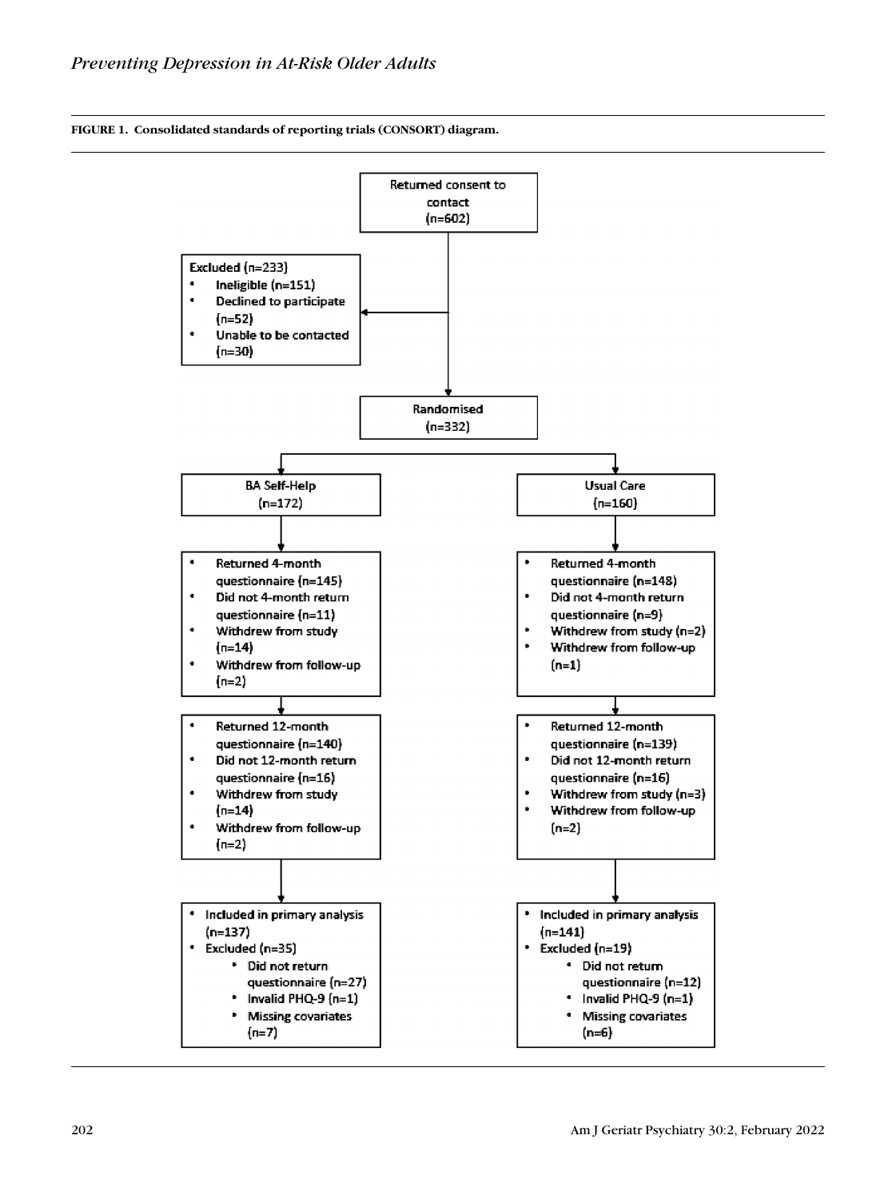**FIGURE 1. Consolidated standards of reporting trials (CONSORT) diagram.**

Returned consent to contact (n=602)

Excluded (n=233)
- Ineligible (n=151)
- Declined to participate (n=52)
- Unable to be contacted (n=30)

Randomised (n=332)

**BA Self-Help (n=172)**

- Returned 4-month questionnaire (n=145)
- Did not 4-month return questionnaire (n=11)
- Withdrew from study (n=14)
- Withdrew from follow-up (n=2)

- Returned 12-month questionnaire (n=140)
- Did not 12-month return questionnaire (n=16)
- Withdrew from study (n=14)
- Withdrew from follow-up (n=2)

- Included in primary analysis (n=137)
- Excluded (n=35)
  - Did not return questionnaire (n=27)
  - Invalid PHQ-9 (n=1)
  - Missing covariates (n=7)

**Usual Care (n=160)**

- Returned 4-month questionnaire (n=148)
- Did not 4-month return questionnaire (n=9)
- Withdrew from study (n=2)
- Withdrew from follow-up (n=1)

- Returned 12-month questionnaire (n=139)
- Did not 12-month return questionnaire (n=16)
- Withdrew from study (n=3)
- Withdrew from follow-up (n=2)

- Included in primary analysis (n=141)
- Excluded (n=19)
  - Did not return questionnaire (n=12)
  - Invalid PHQ-9 (n=1)
  - Missing covariates (n=6)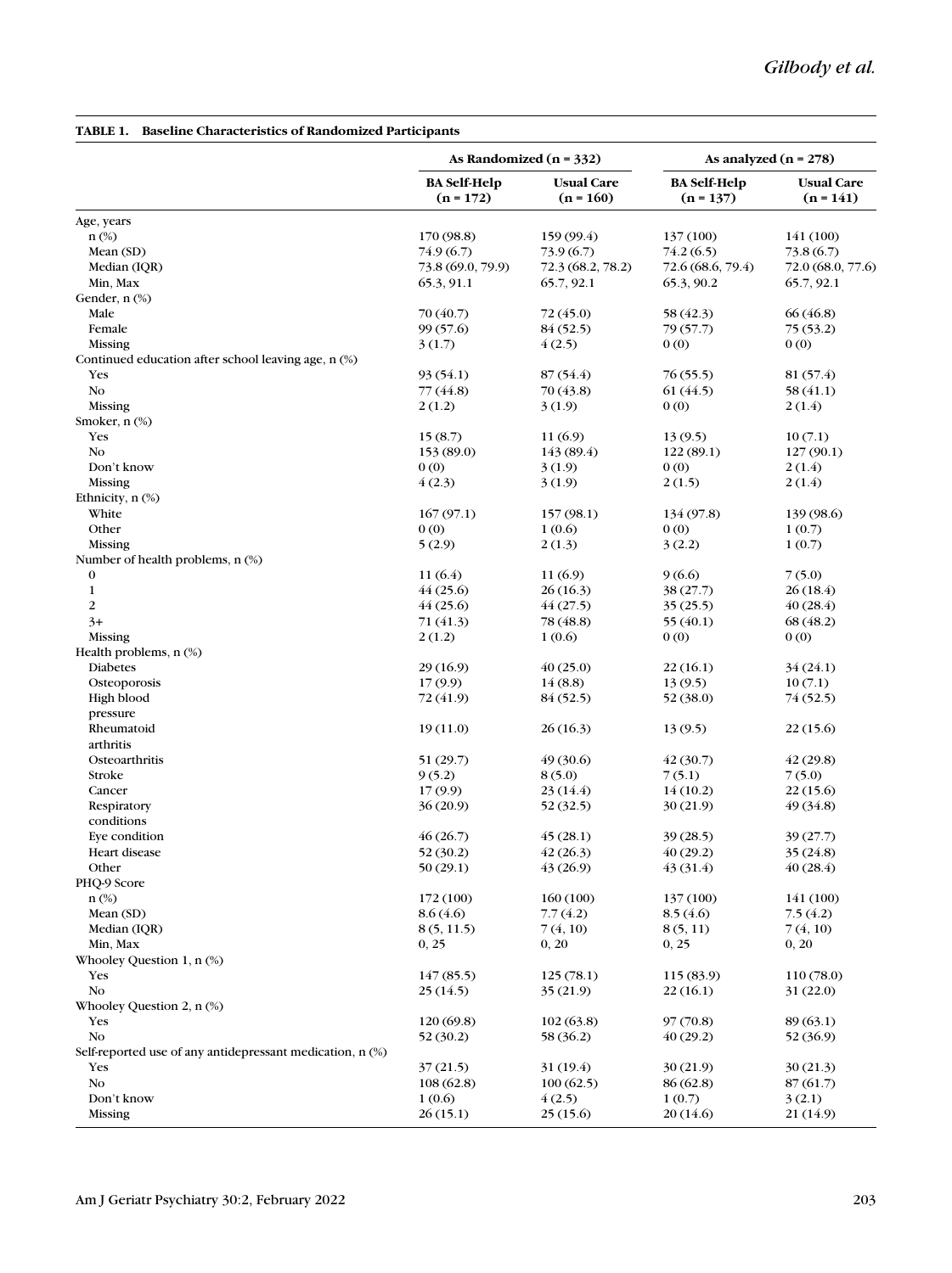**TABLE 1. Baseline Characteristics of Randomized Participants**

| | As Randomized (n = 332) | | As analyzed (n = 278) | |
|---|---|---|---|---|
| | BA Self-Help (n = 172) | Usual Care (n = 160) | BA Self-Help (n = 137) | Usual Care (n = 141) |
| Age, years | | | | |
| n (%) | 170 (98.8) | 159 (99.4) | 137 (100) | 141 (100) |
| Mean (SD) | 74.9 (6.7) | 73.9 (6.7) | 74.2 (6.5) | 73.8 (6.7) |
| Median (IQR) | 73.8 (69.0, 79.9) | 72.3 (68.2, 78.2) | 72.6 (68.6, 79.4) | 72.0 (68.0, 77.6) |
| Min, Max | 65.3, 91.1 | 65.7, 92.1 | 65.3, 90.2 | 65.7, 92.1 |
| Gender, n (%) | | | | |
| Male | 70 (40.7) | 72 (45.0) | 58 (42.3) | 66 (46.8) |
| Female | 99 (57.6) | 84 (52.5) | 79 (57.7) | 75 (53.2) |
| Missing | 3 (1.7) | 4 (2.5) | 0 (0) | 0 (0) |
| Continued education after school leaving age, n (%) | | | | |
| Yes | 93 (54.1) | 87 (54.4) | 76 (55.5) | 81 (57.4) |
| No | 77 (44.8) | 70 (43.8) | 61 (44.5) | 58 (41.1) |
| Missing | 2 (1.2) | 3 (1.9) | 0 (0) | 2 (1.4) |
| Smoker, n (%) | | | | |
| Yes | 15 (8.7) | 11 (6.9) | 13 (9.5) | 10 (7.1) |
| No | 153 (89.0) | 143 (89.4) | 122 (89.1) | 127 (90.1) |
| Don't know | 0 (0) | 3 (1.9) | 0 (0) | 2 (1.4) |
| Missing | 4 (2.3) | 3 (1.9) | 2 (1.5) | 2 (1.4) |
| Ethnicity, n (%) | | | | |
| White | 167 (97.1) | 157 (98.1) | 134 (97.8) | 139 (98.6) |
| Other | 0 (0) | 1 (0.6) | 0 (0) | 1 (0.7) |
| Missing | 5 (2.9) | 2 (1.3) | 3 (2.2) | 1 (0.7) |
| Number of health problems, n (%) | | | | |
| 0 | 11 (6.4) | 11 (6.9) | 9 (6.6) | 7 (5.0) |
| 1 | 44 (25.6) | 26 (16.3) | 38 (27.7) | 26 (18.4) |
| 2 | 44 (25.6) | 44 (27.5) | 35 (25.5) | 40 (28.4) |
| 3+ | 71 (41.3) | 78 (48.8) | 55 (40.1) | 68 (48.2) |
| Missing | 2 (1.2) | 1 (0.6) | 0 (0) | 0 (0) |
| Health problems, n (%) | | | | |
| Diabetes | 29 (16.9) | 40 (25.0) | 22 (16.1) | 34 (24.1) |
| Osteoporosis | 17 (9.9) | 14 (8.8) | 13 (9.5) | 10 (7.1) |
| High blood pressure | 72 (41.9) | 84 (52.5) | 52 (38.0) | 74 (52.5) |
| Rheumatoid arthritis | 19 (11.0) | 26 (16.3) | 13 (9.5) | 22 (15.6) |
| Osteoarthritis | 51 (29.7) | 49 (30.6) | 42 (30.7) | 42 (29.8) |
| Stroke | 9 (5.2) | 8 (5.0) | 7 (5.1) | 7 (5.0) |
| Cancer | 17 (9.9) | 23 (14.4) | 14 (10.2) | 22 (15.6) |
| Respiratory conditions | 36 (20.9) | 52 (32.5) | 30 (21.9) | 49 (34.8) |
| Eye condition | 46 (26.7) | 45 (28.1) | 39 (28.5) | 39 (27.7) |
| Heart disease | 52 (30.2) | 42 (26.3) | 40 (29.2) | 35 (24.8) |
| Other | 50 (29.1) | 43 (26.9) | 43 (31.4) | 40 (28.4) |
| PHQ-9 Score | | | | |
| n (%) | 172 (100) | 160 (100) | 137 (100) | 141 (100) |
| Mean (SD) | 8.6 (4.6) | 7.7 (4.2) | 8.5 (4.6) | 7.5 (4.2) |
| Median (IQR) | 8 (5, 11.5) | 7 (4, 10) | 8 (5, 11) | 7 (4, 10) |
| Min, Max | 0, 25 | 0, 20 | 0, 25 | 0, 20 |
| Whooley Question 1, n (%) | | | | |
| Yes | 147 (85.5) | 125 (78.1) | 115 (83.9) | 110 (78.0) |
| No | 25 (14.5) | 35 (21.9) | 22 (16.1) | 31 (22.0) |
| Whooley Question 2, n (%) | | | | |
| Yes | 120 (69.8) | 102 (63.8) | 97 (70.8) | 89 (63.1) |
| No | 52 (30.2) | 58 (36.2) | 40 (29.2) | 52 (36.9) |
| Self-reported use of any antidepressant medication, n (%) | | | | |
| Yes | 37 (21.5) | 31 (19.4) | 30 (21.9) | 30 (21.3) |
| No | 108 (62.8) | 100 (62.5) | 86 (62.8) | 87 (61.7) |
| Don't know | 1 (0.6) | 4 (2.5) | 1 (0.7) | 3 (2.1) |
| Missing | 26 (15.1) | 25 (15.6) | 20 (14.6) | 21 (14.9) |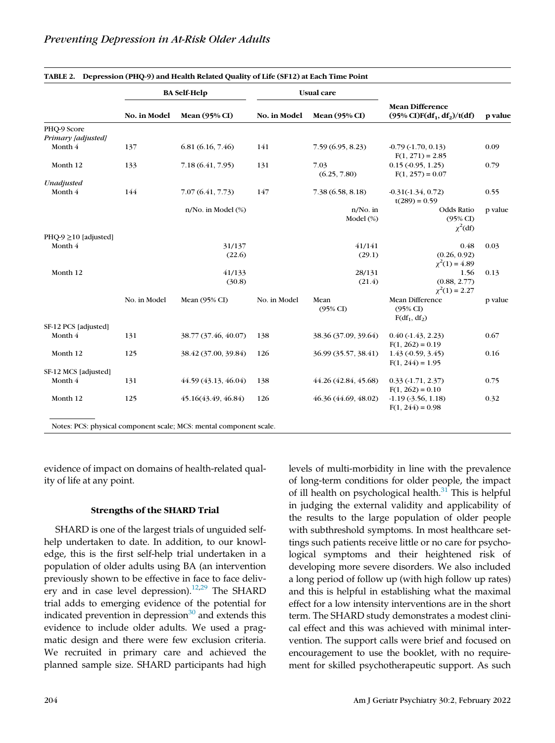**TABLE 2. Depression (PHQ-9) and Health Related Quality of Life (SF12) at Each Time Point**

| | BA Self-Help | | Usual care | | | |
|---|---|---|---|---|---|---|
| | **No. in Model** | **Mean (95% CI)** | **No. in Model** | **Mean (95% CI)** | **Mean Difference (95% CI)F($df_1$, $df_2$)/t(df)** | **p value** |
| PHQ-9 Score | | | | | | |
| *Primary [adjusted]* | | | | | | |
| Month 4 | 137 | 6.81 (6.16, 7.46) | 141 | 7.59 (6.95, 8.23) | -0.79 (-1.70, 0.13) F(1, 271) = 2.85 | 0.09 |
| Month 12 | 133 | 7.18 (6.41, 7.95) | 131 | 7.03 (6.25, 7.80) | 0.15 (-0.95, 1.25) F(1, 257) = 0.07 | 0.79 |
| *Unadjusted* | | | | | | |
| Month 4 | 144 | 7.07 (6.41, 7.73) | 147 | 7.38 (6.58, 8.18) | -0.31(-1.34, 0.72) t(289) = 0.59 | 0.55 |
| | | n/No. in Model (%) | | n/No. in Model (%) | Odds Ratio (95% CI) $\chi^2$(df) | p value |
| PHQ-9 ≥10 [adjusted] | | | | | | |
| Month 4 | | 31/137 (22.6) | | 41/141 (29.1) | 0.48 (0.26, 0.92) $\chi^2(1) = 4.89$ | 0.03 |
| Month 12 | | 41/133 (30.8) | | 28/131 (21.4) | 1.56 (0.88, 2.77) $\chi^2(1) = 2.27$ | 0.13 |
| | No. in Model | Mean (95% CI) | No. in Model | Mean (95% CI) | Mean Difference (95% CI) F($df_1$, $df_2$) | p value |
| SF-12 PCS [adjusted] | | | | | | |
| Month 4 | 131 | 38.77 (37.46, 40.07) | 138 | 38.36 (37.09, 39.64) | 0.40 (-1.43, 2.23) F(1, 262) = 0.19 | 0.67 |
| Month 12 | 125 | 38.42 (37.00, 39.84) | 126 | 36.99 (35.57, 38.41) | 1.43 (-0.59, 3.45) F(1, 244) = 1.95 | 0.16 |
| SF-12 MCS [adjusted] | | | | | | |
| Month 4 | 131 | 44.59 (43.13, 46.04) | 138 | 44.26 (42.84, 45.68) | 0.33 (-1.71, 2.37) F(1, 262) = 0.10 | 0.75 |
| Month 12 | 125 | 45.16(43.49, 46.84) | 126 | 46.36 (44.69, 48.02) | -1.19 (-3.56, 1.18) F(1, 244) = 0.98 | 0.32 |

Notes: PCS: physical component scale; MCS: mental component scale.

evidence of impact on domains of health-related quality of life at any point.

### Strengths of the SHARD Trial

SHARD is one of the largest trials of unguided self-help undertaken to date. In addition, to our knowledge, this is the first self-help trial undertaken in a population of older adults using BA (an intervention previously shown to be effective in face to face delivery and in case level depression).[12,29] The SHARD trial adds to emerging evidence of the potential for indicated prevention in depression[30] and extends this evidence to include older adults. We used a pragmatic design and there were few exclusion criteria. We recruited in primary care and achieved the planned sample size. SHARD participants had high levels of multi-morbidity in line with the prevalence of long-term conditions for older people, the impact of ill health on psychological health.[31] This is helpful in judging the external validity and applicability of the results to the large population of older people with subthreshold symptoms. In most healthcare settings such patients receive little or no care for psychological symptoms and their heightened risk of developing more severe disorders. We also included a long period of follow up (with high follow up rates) and this is helpful in establishing what the maximal effect for a low intensity interventions are in the short term. The SHARD study demonstrates a modest clinical effect and this was achieved with minimal intervention. The support calls were brief and focused on encouragement to use the booklet, with no requirement for skilled psychotherapeutic support. As such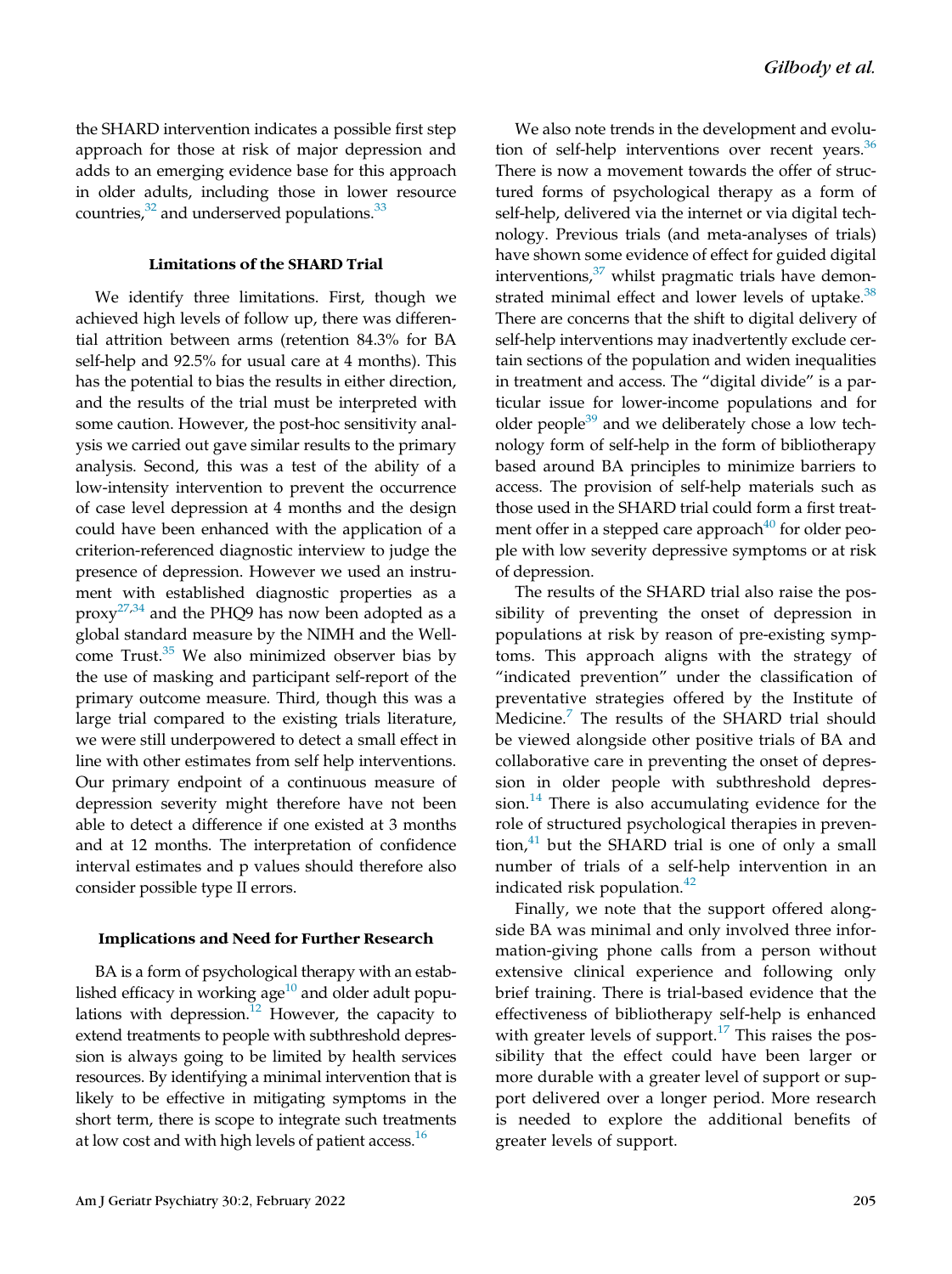the SHARD intervention indicates a possible first step approach for those at risk of major depression and adds to an emerging evidence base for this approach in older adults, including those in lower resource countries,[32] and underserved populations.[33]

### Limitations of the SHARD Trial

We identify three limitations. First, though we achieved high levels of follow up, there was differential attrition between arms (retention 84.3% for BA self-help and 92.5% for usual care at 4 months). This has the potential to bias the results in either direction, and the results of the trial must be interpreted with some caution. However, the post-hoc sensitivity analysis we carried out gave similar results to the primary analysis. Second, this was a test of the ability of a low-intensity intervention to prevent the occurrence of case level depression at 4 months and the design could have been enhanced with the application of a criterion-referenced diagnostic interview to judge the presence of depression. However we used an instrument with established diagnostic properties as a proxy[27,34] and the PHQ9 has now been adopted as a global standard measure by the NIMH and the Wellcome Trust.[35] We also minimized observer bias by the use of masking and participant self-report of the primary outcome measure. Third, though this was a large trial compared to the existing trials literature, we were still underpowered to detect a small effect in line with other estimates from self help interventions. Our primary endpoint of a continuous measure of depression severity might therefore have not been able to detect a difference if one existed at 3 months and at 12 months. The interpretation of confidence interval estimates and p values should therefore also consider possible type II errors.

### Implications and Need for Further Research

BA is a form of psychological therapy with an established efficacy in working age[10] and older adult populations with depression.[12] However, the capacity to extend treatments to people with subthreshold depression is always going to be limited by health services resources. By identifying a minimal intervention that is likely to be effective in mitigating symptoms in the short term, there is scope to integrate such treatments at low cost and with high levels of patient access.[16]

We also note trends in the development and evolution of self-help interventions over recent years.[36] There is now a movement towards the offer of structured forms of psychological therapy as a form of self-help, delivered via the internet or via digital technology. Previous trials (and meta-analyses of trials) have shown some evidence of effect for guided digital interventions,[37] whilst pragmatic trials have demonstrated minimal effect and lower levels of uptake.[38] There are concerns that the shift to digital delivery of self-help interventions may inadvertently exclude certain sections of the population and widen inequalities in treatment and access. The "digital divide" is a particular issue for lower-income populations and for older people[39] and we deliberately chose a low technology form of self-help in the form of bibliotherapy based around BA principles to minimize barriers to access. The provision of self-help materials such as those used in the SHARD trial could form a first treatment offer in a stepped care approach[40] for older people with low severity depressive symptoms or at risk of depression.

The results of the SHARD trial also raise the possibility of preventing the onset of depression in populations at risk by reason of pre-existing symptoms. This approach aligns with the strategy of "indicated prevention" under the classification of preventative strategies offered by the Institute of Medicine.[7] The results of the SHARD trial should be viewed alongside other positive trials of BA and collaborative care in preventing the onset of depression in older people with subthreshold depression.[14] There is also accumulating evidence for the role of structured psychological therapies in prevention,[41] but the SHARD trial is one of only a small number of trials of a self-help intervention in an indicated risk population.[42]

Finally, we note that the support offered alongside BA was minimal and only involved three information-giving phone calls from a person without extensive clinical experience and following only brief training. There is trial-based evidence that the effectiveness of bibliotherapy self-help is enhanced with greater levels of support.[17] This raises the possibility that the effect could have been larger or more durable with a greater level of support or support delivered over a longer period. More research is needed to explore the additional benefits of greater levels of support.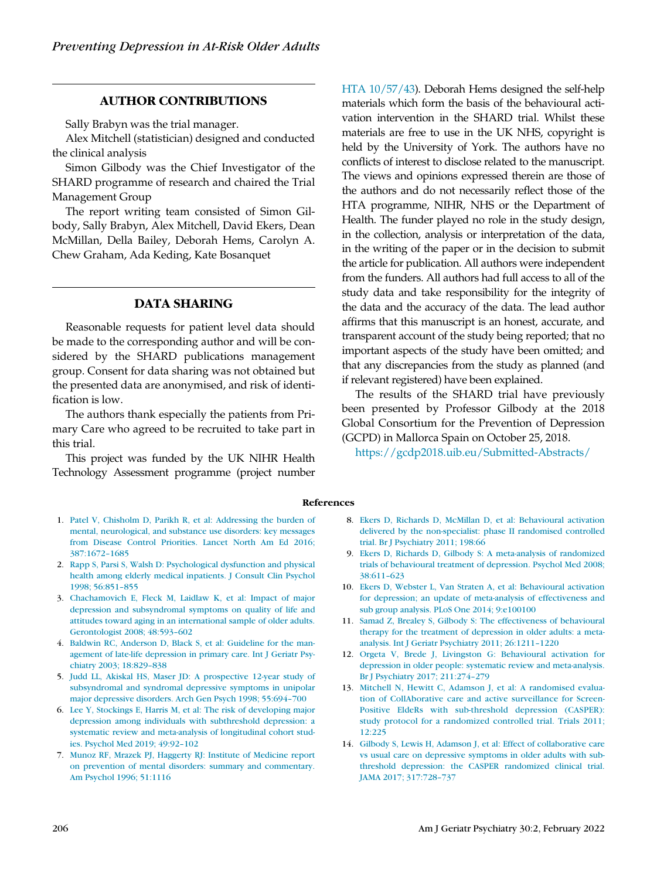## AUTHOR CONTRIBUTIONS

Sally Brabyn was the trial manager.

Alex Mitchell (statistician) designed and conducted the clinical analysis

Simon Gilbody was the Chief Investigator of the SHARD programme of research and chaired the Trial Management Group

The report writing team consisted of Simon Gilbody, Sally Brabyn, Alex Mitchell, David Ekers, Dean McMillan, Della Bailey, Deborah Hems, Carolyn A. Chew Graham, Ada Keding, Kate Bosanquet

## DATA SHARING

Reasonable requests for patient level data should be made to the corresponding author and will be considered by the SHARD publications management group. Consent for data sharing was not obtained but the presented data are anonymised, and risk of identification is low.

The authors thank especially the patients from Primary Care who agreed to be recruited to take part in this trial.

This project was funded by the UK NIHR Health Technology Assessment programme (project number HTA 10/57/43). Deborah Hems designed the self-help materials which form the basis of the behavioural activation intervention in the SHARD trial. Whilst these materials are free to use in the UK NHS, copyright is held by the University of York. The authors have no conflicts of interest to disclose related to the manuscript. The views and opinions expressed therein are those of the authors and do not necessarily reflect those of the HTA programme, NIHR, NHS or the Department of Health. The funder played no role in the study design, in the collection, analysis or interpretation of the data, in the writing of the paper or in the decision to submit the article for publication. All authors were independent from the funders. All authors had full access to all of the study data and take responsibility for the integrity of the data and the accuracy of the data. The lead author affirms that this manuscript is an honest, accurate, and transparent account of the study being reported; that no important aspects of the study have been omitted; and that any discrepancies from the study as planned (and if relevant registered) have been explained.

The results of the SHARD trial have previously been presented by Professor Gilbody at the 2018 Global Consortium for the Prevention of Depression (GCPD) in Mallorca Spain on October 25, 2018.

https://gcdp2018.uib.eu/Submitted-Abstracts/

## References

1. Patel V, Chisholm D, Parikh R, et al: Addressing the burden of mental, neurological, and substance use disorders: key messages from Disease Control Priorities. Lancet North Am Ed 2016; 387:1672–1685
2. Rapp S, Parsi S, Walsh D: Psychological dysfunction and physical health among elderly medical inpatients. J Consult Clin Psychol 1998; 56:851–855
3. Chachamovich E, Fleck M, Laidlaw K, et al: Impact of major depression and subsyndromal symptoms on quality of life and attitudes toward aging in an international sample of older adults. Gerontologist 2008; 48:593–602
4. Baldwin RC, Anderson D, Black S, et al: Guideline for the management of late-life depression in primary care. Int J Geriatr Psychiatry 2003; 18:829–838
5. Judd LL, Akiskal HS, Maser JD: A prospective 12-year study of subsyndromal and syndromal depressive symptoms in unipolar major depressive disorders. Arch Gen Psych 1998; 55:694–700
6. Lee Y, Stockings E, Harris M, et al: The risk of developing major depression among individuals with subthreshold depression: a systematic review and meta-analysis of longitudinal cohort studies. Psychol Med 2019; 49:92–102
7. Munoz RF, Mrazek PJ, Haggerty RJ: Institute of Medicine report on prevention of mental disorders: summary and commentary. Am Psychol 1996; 51:1116
8. Ekers D, Richards D, McMillan D, et al: Behavioural activation delivered by the non-specialist: phase II randomised controlled trial. Br J Psychiatry 2011; 198:66
9. Ekers D, Richards D, Gilbody S: A meta-analysis of randomized trials of behavioural treatment of depression. Psychol Med 2008; 38:611–623
10. Ekers D, Webster L, Van Straten A, et al: Behavioural activation for depression; an update of meta-analysis of effectiveness and sub group analysis. PLoS One 2014; 9:e100100
11. Samad Z, Brealey S, Gilbody S: The effectiveness of behavioural therapy for the treatment of depression in older adults: a meta-analysis. Int J Geriatr Psychiatry 2011; 26:1211–1220
12. Orgeta V, Brede J, Livingston G: Behavioural activation for depression in older people: systematic review and meta-analysis. Br J Psychiatry 2017; 211:274–279
13. Mitchell N, Hewitt C, Adamson J, et al: A randomised evaluation of CollAborative care and active surveillance for Screen-Positive EldeRs with sub-threshold depression (CASPER): study protocol for a randomized controlled trial. Trials 2011; 12:225
14. Gilbody S, Lewis H, Adamson J, et al: Effect of collaborative care vs usual care on depressive symptoms in older adults with subthreshold depression: the CASPER randomized clinical trial. JAMA 2017; 317:728–737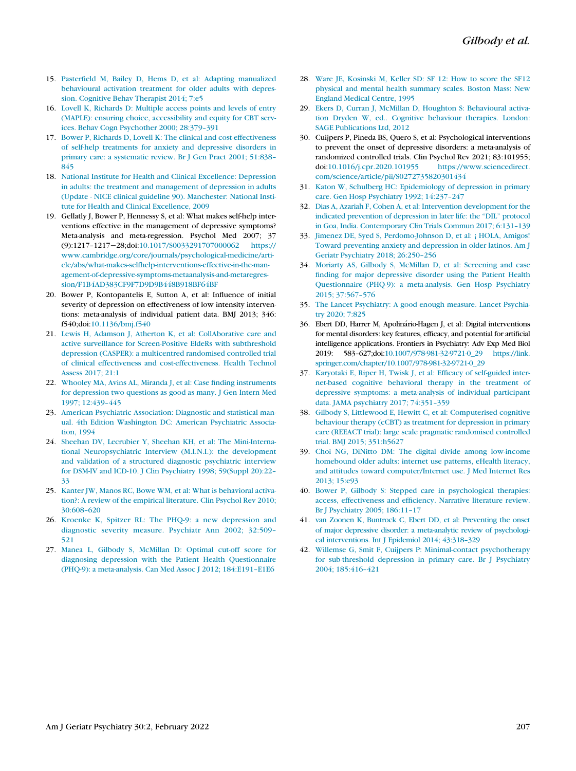15. Pasterfield M, Bailey D, Hems D, et al: Adapting manualized behavioural activation treatment for older adults with depression. Cognitive Behav Therapist 2014; 7:e5
16. Lovell K, Richards D: Multiple access points and levels of entry (MAPLE): ensuring choice, accessibility and equity for CBT services. Behav Cogn Psychother 2000; 28:379–391
17. Bower P, Richards D, Lovell K: The clinical and cost-effectiveness of self-help treatments for anxiety and depressive disorders in primary care: a systematic review. Br J Gen Pract 2001; 51:838–845
18. National Institute for Health and Clinical Excellence: Depression in adults: the treatment and management of depression in adults (Update - NICE clinical guideline 90). Manchester: National Institute for Health and Clinical Excellence, 2009
19. Gellatly J, Bower P, Hennessy S, et al: What makes self-help interventions effective in the management of depressive symptoms? Meta-analysis and meta-regression. Psychol Med 2007; 37 (9):1217–1217−28;doi:10.1017/S0033291707000062 https://www.cambridge.org/core/journals/psychological-medicine/article/abs/what-makes-selfhelp-interventions-effective-in-the-management-of-depressive-symptoms-metaanalysis-and-metaregression/F1B4AD383CF9F7D9D9B448B918BF64BF
20. Bower P, Kontopantelis E, Sutton A, et al: Influence of initial severity of depression on effectiveness of low intensity interventions: meta-analysis of individual patient data. BMJ 2013; 346: f540;doi:10.1136/bmj.f540
21. Lewis H, Adamson J, Atherton K, et al: CollAborative care and active surveillance for Screen-Positive EldeRs with subthreshold depression (CASPER): a multicentred randomised controlled trial of clinical effectiveness and cost-effectiveness. Health Technol Assess 2017; 21:1
22. Whooley MA, Avins AL, Miranda J, et al: Case finding instruments for depression two questions as good as many. J Gen Intern Med 1997; 12:439–445
23. American Psychiatric Association: Diagnostic and statistical manual. 4th Edition Washington DC: American Psychiatric Association, 1994
24. Sheehan DV, Lecrubier Y, Sheehan KH, et al: The Mini-International Neuropsychiatric Interview (M.I.N.I.): the development and validation of a structured diagnostic psychiatric interview for DSM-IV and ICD-10. J Clin Psychiatry 1998; 59(Suppl 20):22–33
25. Kanter JW, Manos RC, Bowe WM, et al: What is behavioral activation?: A review of the empirical literature. Clin Psychol Rev 2010; 30:608–620
26. Kroenke K, Spitzer RL: The PHQ-9: a new depression and diagnostic severity measure. Psychiatr Ann 2002; 32:509–521
27. Manea L, Gilbody S, McMillan D: Optimal cut-off score for diagnosing depression with the Patient Health Questionnaire (PHQ-9): a meta-analysis. Can Med Assoc J 2012; 184:E191–E1E6
28. Ware JE, Kosinski M, Keller SD: SF 12: How to score the SF12 physical and mental health summary scales. Boston Mass: New England Medical Centre, 1995
29. Ekers D, Curran J, McMillan D, Houghton S: Behavioural activation Dryden W, ed.. Cognitive behaviour therapies. London: SAGE Publications Ltd, 2012
30. Cuijpers P, Pineda BS, Quero S, et al: Psychological interventions to prevent the onset of depressive disorders: a meta-analysis of randomized controlled trials. Clin Psychol Rev 2021; 83:101955; doi:10.1016/j.cpr.2020.101955 https://www.sciencedirect.com/science/article/pii/S0272735820301434
31. Katon W, Schulberg HC: Epidemiology of depression in primary care. Gen Hosp Psychiatry 1992; 14:237–247
32. Dias A, Azariah F, Cohen A, et al: Intervention development for the indicated prevention of depression in later life: the “DIL” protocol in Goa, India. Contemporary Clin Trials Commun 2017; 6:131–139
33. Jimenez DE, Syed S, Perdomo-Johnson D, et al: ¡ HOLA, Amigos! Toward preventing anxiety and depression in older latinos. Am J Geriatr Psychiatry 2018; 26:250–256
34. Moriarty AS, Gilbody S, McMillan D, et al: Screening and case finding for major depressive disorder using the Patient Health Questionnaire (PHQ-9): a meta-analysis. Gen Hosp Psychiatry 2015; 37:567–576
35. The Lancet Psychiatry: A good enough measure. Lancet Psychiatry 2020; 7:825
36. Ebert DD, Harrer M, Apolinário-Hagen J, et al: Digital interventions for mental disorders: key features, efficacy, and potential for artificial intelligence applications. Frontiers in Psychiatry: Adv Exp Med Biol 2019: 583–627;doi:10.1007/978-981-32-9721-0_29 https://link.springer.com/chapter/10.1007/978-981-32-9721-0_29
37. Karyotaki E, Riper H, Twisk J, et al: Efficacy of self-guided internet-based cognitive behavioral therapy in the treatment of depressive symptoms: a meta-analysis of individual participant data. JAMA psychiatry 2017; 74:351–359
38. Gilbody S, Littlewood E, Hewitt C, et al: Computerised cognitive behaviour therapy (cCBT) as treatment for depression in primary care (REEACT trial): large scale pragmatic randomised controlled trial. BMJ 2015; 351:h5627
39. Choi NG, DiNitto DM: The digital divide among low-income homebound older adults: internet use patterns, eHealth literacy, and attitudes toward computer/Internet use. J Med Internet Res 2013; 15:e93
40. Bower P, Gilbody S: Stepped care in psychological therapies: access, effectiveness and efficiency. Narrative literature review. Br J Psychiatry 2005; 186:11–17
41. van Zoonen K, Buntrock C, Ebert DD, et al: Preventing the onset of major depressive disorder: a meta-analytic review of psychological interventions. Int J Epidemiol 2014; 43:318–329
42. Willemse G, Smit F, Cuijpers P: Minimal-contact psychotherapy for sub-threshold depression in primary care. Br J Psychiatry 2004; 185:416–421